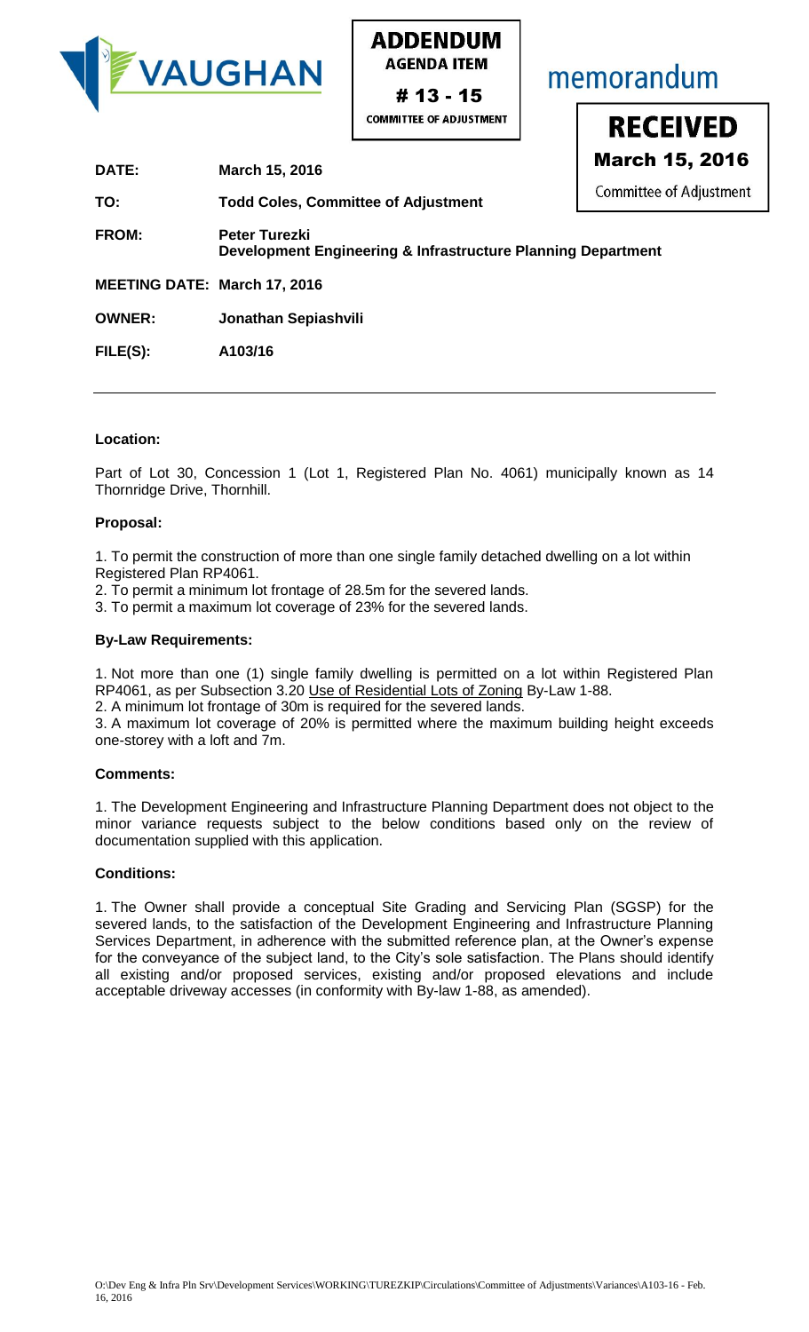VAUGHAN

**ADDENDUM**
**AGENDA ITEM**
**# 13 - 15**
**COMMITTEE OF ADJUSTMENT**

memorandum

**RECEIVED**
**March 15, 2016**
Committee of Adjustment

**DATE:** **March 15, 2016**

**TO:** **Todd Coles, Committee of Adjustment**

**FROM:** **Peter Turezki**
**Development Engineering & Infrastructure Planning Department**

**MEETING DATE: March 17, 2016**

**OWNER:** **Jonathan Sepiashvili**

**FILE(S):** **A103/16**

---

**Location:**

Part of Lot 30, Concession 1 (Lot 1, Registered Plan No. 4061) municipally known as 14 Thornridge Drive, Thornhill.

**Proposal:**

1. To permit the construction of more than one single family detached dwelling on a lot within Registered Plan RP4061.
2. To permit a minimum lot frontage of 28.5m for the severed lands.
3. To permit a maximum lot coverage of 23% for the severed lands.

**By-Law Requirements:**

1. Not more than one (1) single family dwelling is permitted on a lot within Registered Plan RP4061, as per Subsection 3.20 Use of Residential Lots of Zoning By-Law 1-88.
2. A minimum lot frontage of 30m is required for the severed lands.
3. A maximum lot coverage of 20% is permitted where the maximum building height exceeds one-storey with a loft and 7m.

**Comments:**

1. The Development Engineering and Infrastructure Planning Department does not object to the minor variance requests subject to the below conditions based only on the review of documentation supplied with this application.

**Conditions:**

1. The Owner shall provide a conceptual Site Grading and Servicing Plan (SGSP) for the severed lands, to the satisfaction of the Development Engineering and Infrastructure Planning Services Department, in adherence with the submitted reference plan, at the Owner's expense for the conveyance of the subject land, to the City's sole satisfaction. The Plans should identify all existing and/or proposed services, existing and/or proposed elevations and include acceptable driveway accesses (in conformity with By-law 1-88, as amended).

O:\Dev Eng & Infra Pln Srv\Development Services\WORKING\TUREZKIP\Circulations\Committee of Adjustments\Variances\A103-16 - Feb. 16, 2016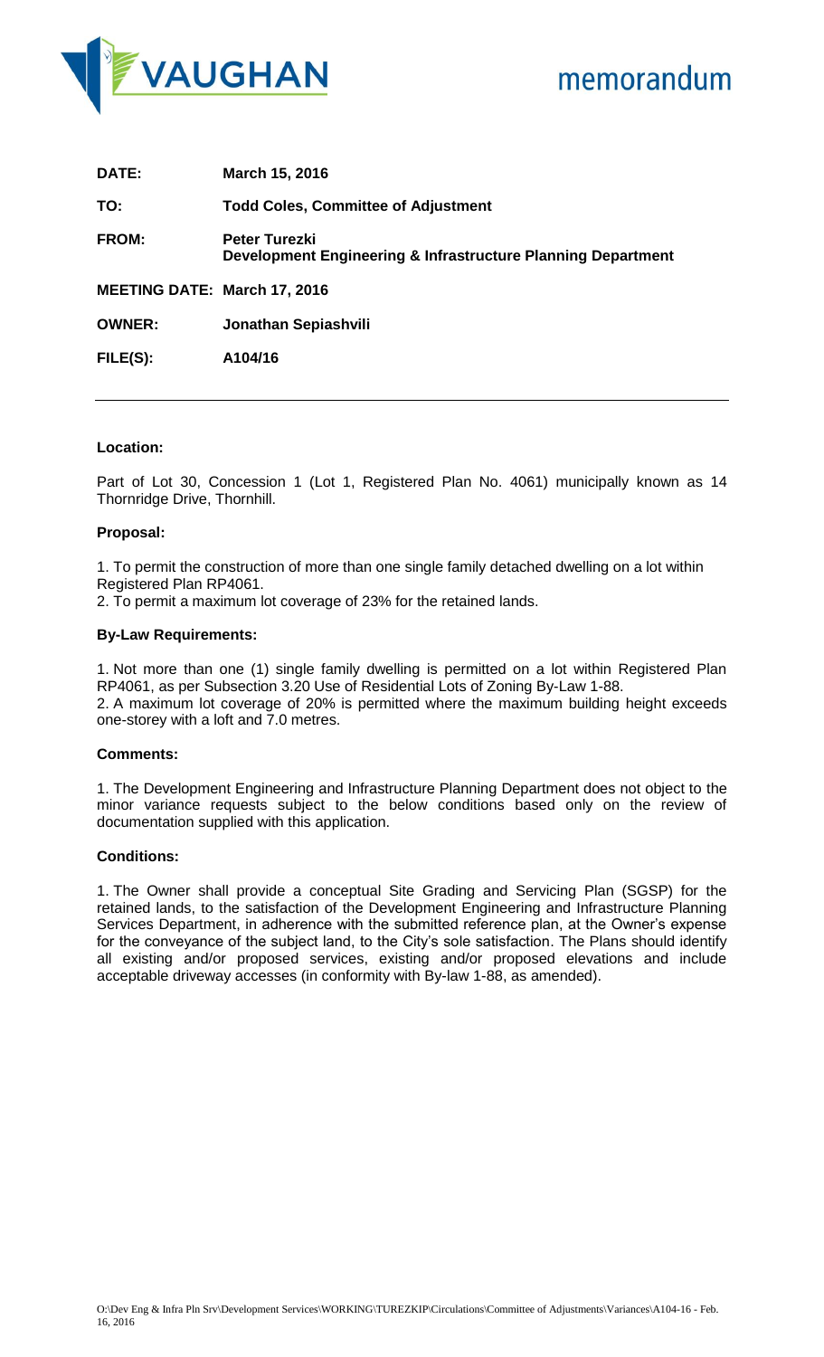VAUGHAN

# memorandum

**DATE:** March 15, 2016

**TO:** Todd Coles, Committee of Adjustment

**FROM:** Peter Turezki
**Development Engineering & Infrastructure Planning Department**

**MEETING DATE:** March 17, 2016

**OWNER:** Jonathan Sepiashvili

**FILE(S):** A104/16

---

**Location:**

Part of Lot 30, Concession 1 (Lot 1, Registered Plan No. 4061) municipally known as 14 Thornridge Drive, Thornhill.

**Proposal:**

1. To permit the construction of more than one single family detached dwelling on a lot within Registered Plan RP4061.
2. To permit a maximum lot coverage of 23% for the retained lands.

**By-Law Requirements:**

1. Not more than one (1) single family dwelling is permitted on a lot within Registered Plan RP4061, as per Subsection 3.20 Use of Residential Lots of Zoning By-Law 1-88.
2. A maximum lot coverage of 20% is permitted where the maximum building height exceeds one-storey with a loft and 7.0 metres.

**Comments:**

1. The Development Engineering and Infrastructure Planning Department does not object to the minor variance requests subject to the below conditions based only on the review of documentation supplied with this application.

**Conditions:**

1. The Owner shall provide a conceptual Site Grading and Servicing Plan (SGSP) for the retained lands, to the satisfaction of the Development Engineering and Infrastructure Planning Services Department, in adherence with the submitted reference plan, at the Owner's expense for the conveyance of the subject land, to the City's sole satisfaction. The Plans should identify all existing and/or proposed services, existing and/or proposed elevations and include acceptable driveway accesses (in conformity with By-law 1-88, as amended).

O:\Dev Eng & Infra Pln Srv\Development Services\WORKING\TUREZKIP\Circulations\Committee of Adjustments\Variances\A104-16 - Feb. 16, 2016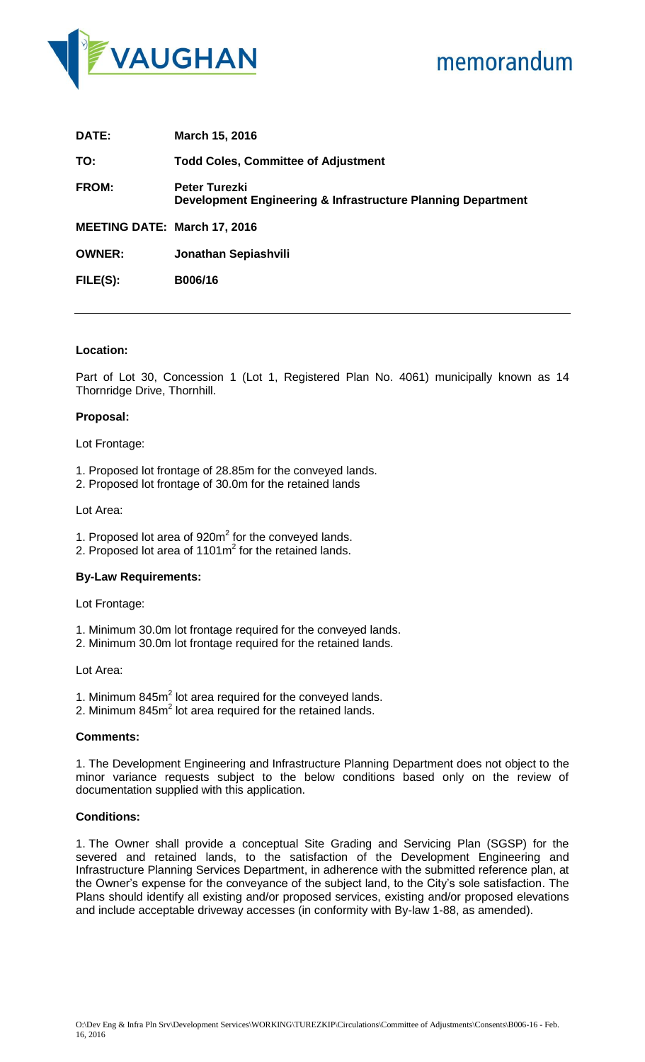VAUGHAN

memorandum

**DATE:** **March 15, 2016**

**TO:** **Todd Coles, Committee of Adjustment**

**FROM:** **Peter Turezki**
**Development Engineering & Infrastructure Planning Department**

**MEETING DATE: March 17, 2016**

**OWNER:** **Jonathan Sepiashvili**

**FILE(S):** **B006/16**

---

**Location:**

Part of Lot 30, Concession 1 (Lot 1, Registered Plan No. 4061) municipally known as 14 Thornridge Drive, Thornhill.

**Proposal:**

Lot Frontage:

1. Proposed lot frontage of 28.85m for the conveyed lands.
2. Proposed lot frontage of 30.0m for the retained lands

Lot Area:

1. Proposed lot area of 920m$^2$ for the conveyed lands.
2. Proposed lot area of 1101m$^2$ for the retained lands.

**By-Law Requirements:**

Lot Frontage:

1. Minimum 30.0m lot frontage required for the conveyed lands.
2. Minimum 30.0m lot frontage required for the retained lands.

Lot Area:

1. Minimum 845m$^2$ lot area required for the conveyed lands.
2. Minimum 845m$^2$ lot area required for the retained lands.

**Comments:**

1. The Development Engineering and Infrastructure Planning Department does not object to the minor variance requests subject to the below conditions based only on the review of documentation supplied with this application.

**Conditions:**

1. The Owner shall provide a conceptual Site Grading and Servicing Plan (SGSP) for the severed and retained lands, to the satisfaction of the Development Engineering and Infrastructure Planning Services Department, in adherence with the submitted reference plan, at the Owner's expense for the conveyance of the subject land, to the City's sole satisfaction. The Plans should identify all existing and/or proposed services, existing and/or proposed elevations and include acceptable driveway accesses (in conformity with By-law 1-88, as amended).

O:\Dev Eng & Infra Pln Srv\Development Services\WORKING\TUREZKIP\Circulations\Committee of Adjustments\Consents\B006-16 - Feb. 16, 2016